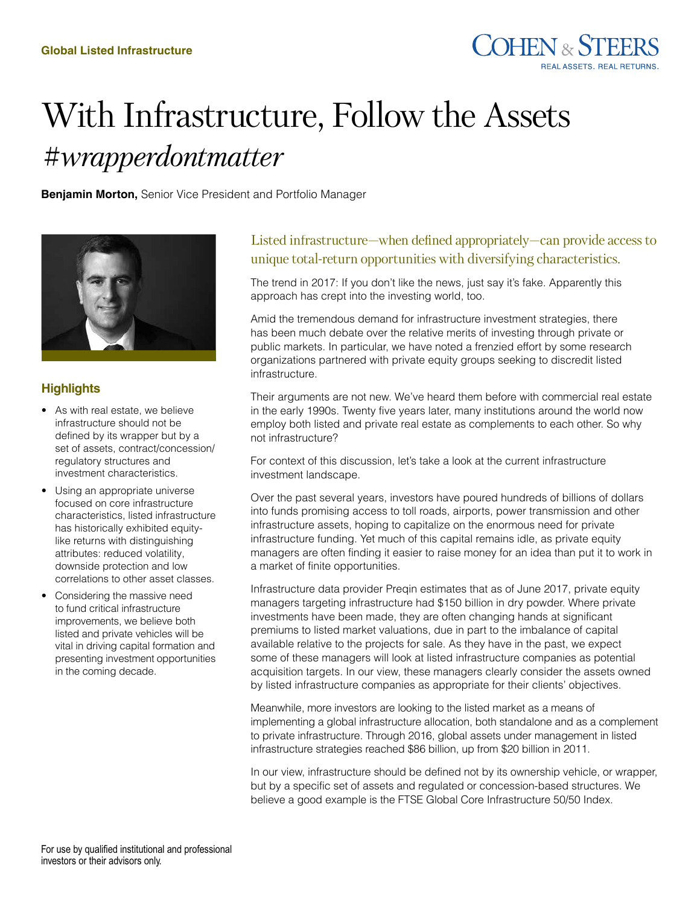Global Listed Infrastructure

# With Infrastructure, Follow the Assets

## *#wrapperdontmatter*

**Benjamin Morton,** Senior Vice President and Portfolio Manager

### Highlights

- As with real estate, we believe infrastructure should not be defined by its wrapper but by a set of assets, contract/concession/regulatory structures and investment characteristics.
- Using an appropriate universe focused on core infrastructure characteristics, listed infrastructure has historically exhibited equity-like returns with distinguishing attributes: reduced volatility, downside protection and low correlations to other asset classes.
- Considering the massive need to fund critical infrastructure improvements, we believe both listed and private vehicles will be vital in driving capital formation and presenting investment opportunities in the coming decade.

Listed infrastructure—when defined appropriately—can provide access to unique total-return opportunities with diversifying characteristics.

The trend in 2017: If you don't like the news, just say it's fake. Apparently this approach has crept into the investing world, too.

Amid the tremendous demand for infrastructure investment strategies, there has been much debate over the relative merits of investing through private or public markets. In particular, we have noted a frenzied effort by some research organizations partnered with private equity groups seeking to discredit listed infrastructure.

Their arguments are not new. We've heard them before with commercial real estate in the early 1990s. Twenty five years later, many institutions around the world now employ both listed and private real estate as complements to each other. So why not infrastructure?

For context of this discussion, let's take a look at the current infrastructure investment landscape.

Over the past several years, investors have poured hundreds of billions of dollars into funds promising access to toll roads, airports, power transmission and other infrastructure assets, hoping to capitalize on the enormous need for private infrastructure funding. Yet much of this capital remains idle, as private equity managers are often finding it easier to raise money for an idea than put it to work in a market of finite opportunities.

Infrastructure data provider Preqin estimates that as of June 2017, private equity managers targeting infrastructure had $150 billion in dry powder. Where private investments have been made, they are often changing hands at significant premiums to listed market valuations, due in part to the imbalance of capital available relative to the projects for sale. As they have in the past, we expect some of these managers will look at listed infrastructure companies as potential acquisition targets. In our view, these managers clearly consider the assets owned by listed infrastructure companies as appropriate for their clients' objectives.

Meanwhile, more investors are looking to the listed market as a means of implementing a global infrastructure allocation, both standalone and as a complement to private infrastructure. Through 2016, global assets under management in listed infrastructure strategies reached $86 billion, up from $20 billion in 2011.

In our view, infrastructure should be defined not by its ownership vehicle, or wrapper, but by a specific set of assets and regulated or concession-based structures. We believe a good example is the FTSE Global Core Infrastructure 50/50 Index.

For use by qualified institutional and professional investors or their advisors only.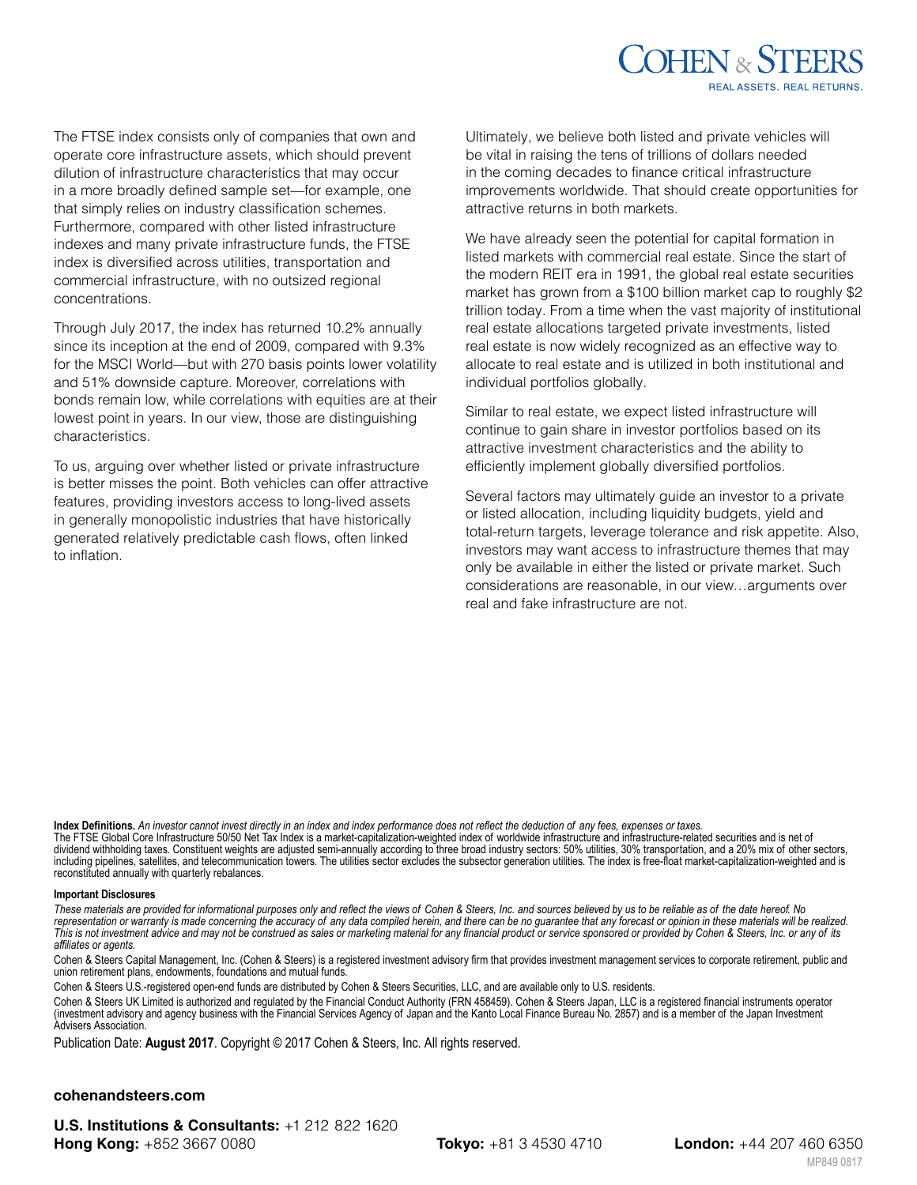The FTSE index consists only of companies that own and operate core infrastructure assets, which should prevent dilution of infrastructure characteristics that may occur in a more broadly defined sample set—for example, one that simply relies on industry classification schemes. Furthermore, compared with other listed infrastructure indexes and many private infrastructure funds, the FTSE index is diversified across utilities, transportation and commercial infrastructure, with no outsized regional concentrations.

Through July 2017, the index has returned 10.2% annually since its inception at the end of 2009, compared with 9.3% for the MSCI World—but with 270 basis points lower volatility and 51% downside capture. Moreover, correlations with bonds remain low, while correlations with equities are at their lowest point in years. In our view, those are distinguishing characteristics.

To us, arguing over whether listed or private infrastructure is better misses the point. Both vehicles can offer attractive features, providing investors access to long-lived assets in generally monopolistic industries that have historically generated relatively predictable cash flows, often linked to inflation.

Ultimately, we believe both listed and private vehicles will be vital in raising the tens of trillions of dollars needed in the coming decades to finance critical infrastructure improvements worldwide. That should create opportunities for attractive returns in both markets.

We have already seen the potential for capital formation in listed markets with commercial real estate. Since the start of the modern REIT era in 1991, the global real estate securities market has grown from a $100 billion market cap to roughly $2 trillion today. From a time when the vast majority of institutional real estate allocations targeted private investments, listed real estate is now widely recognized as an effective way to allocate to real estate and is utilized in both institutional and individual portfolios globally.

Similar to real estate, we expect listed infrastructure will continue to gain share in investor portfolios based on its attractive investment characteristics and the ability to efficiently implement globally diversified portfolios.

Several factors may ultimately guide an investor to a private or listed allocation, including liquidity budgets, yield and total-return targets, leverage tolerance and risk appetite. Also, investors may want access to infrastructure themes that may only be available in either the listed or private market. Such considerations are reasonable, in our view…arguments over real and fake infrastructure are not.

**Index Definitions.** *An investor cannot invest directly in an index and index performance does not reflect the deduction of any fees, expenses or taxes.*
The FTSE Global Core Infrastructure 50/50 Net Tax Index is a market-capitalization-weighted index of worldwide infrastructure and infrastructure-related securities and is net of dividend withholding taxes. Constituent weights are adjusted semi-annually according to three broad industry sectors: 50% utilities, 30% transportation, and a 20% mix of other sectors, including pipelines, satellites, and telecommunication towers. The utilities sector excludes the subsector generation utilities. The index is free-float market-capitalization-weighted and is reconstituted annually with quarterly rebalances.

**Important Disclosures**

*These materials are provided for informational purposes only and reflect the views of Cohen & Steers, Inc. and sources believed by us to be reliable as of the date hereof. No representation or warranty is made concerning the accuracy of any data compiled herein, and there can be no guarantee that any forecast or opinion in these materials will be realized. This is not investment advice and may not be construed as sales or marketing material for any financial product or service sponsored or provided by Cohen & Steers, Inc. or any of its affiliates or agents.*

Cohen & Steers Capital Management, Inc. (Cohen & Steers) is a registered investment advisory firm that provides investment management services to corporate retirement, public and union retirement plans, endowments, foundations and mutual funds.

Cohen & Steers U.S.-registered open-end funds are distributed by Cohen & Steers Securities, LLC, and are available only to U.S. residents.

Cohen & Steers UK Limited is authorized and regulated by the Financial Conduct Authority (FRN 458459). Cohen & Steers Japan, LLC is a registered financial instruments operator (investment advisory and agency business with the Financial Services Agency of Japan and the Kanto Local Finance Bureau No. 2857) and is a member of the Japan Investment Advisers Association.

Publication Date: **August 2017**. Copyright © 2017 Cohen & Steers, Inc. All rights reserved.

**cohenandsteers.com**

**U.S. Institutions & Consultants:** +1 212 822 1620
**Hong Kong:** +852 3667 0080
**Tokyo:** +81 3 4530 4710
**London:** +44 207 460 6350

MP849 0817